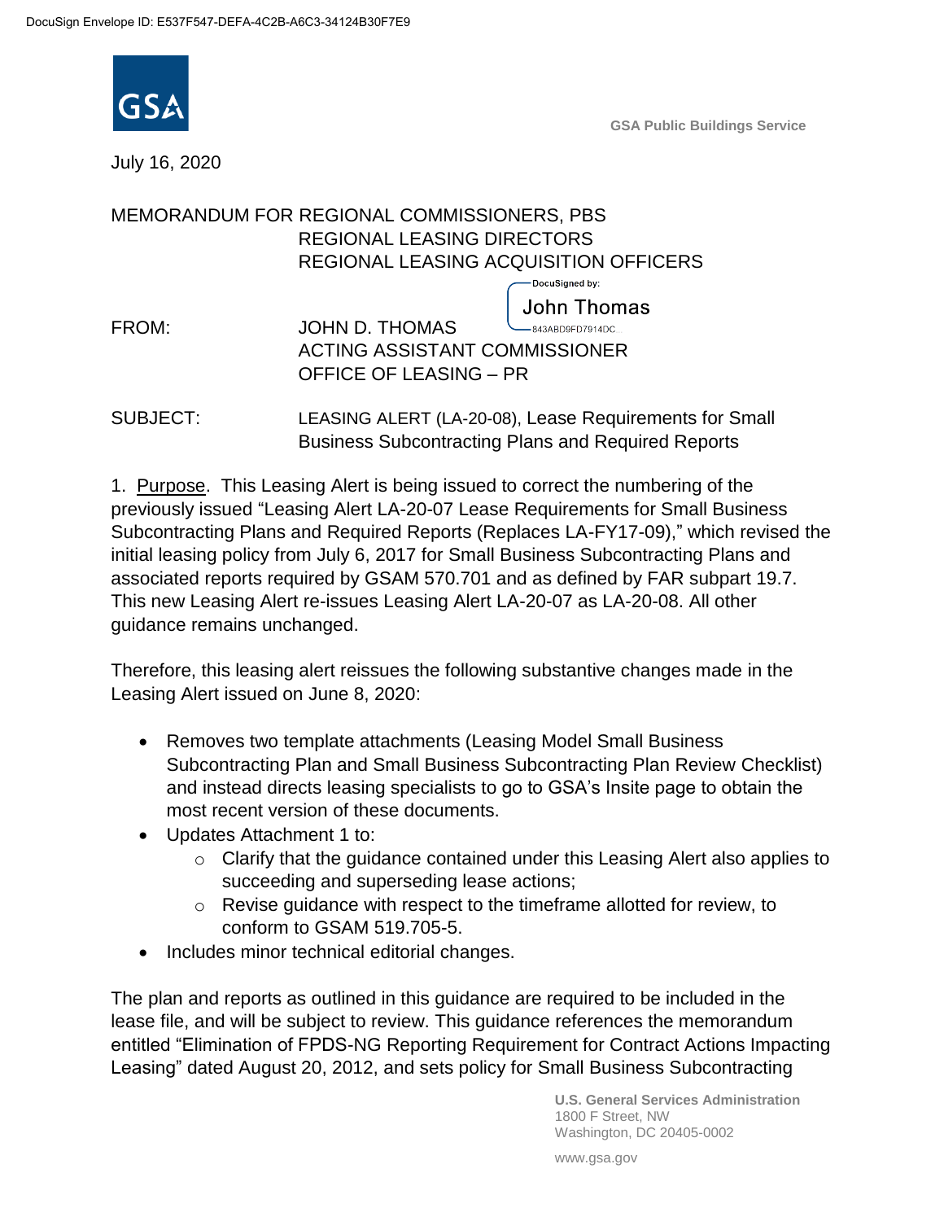DocuSign Envelope ID: E537F547-DEFA-4C2B-A6C3-34124B30F7E9

GSA Public Buildings Service

July 16, 2020

MEMORANDUM FOR REGIONAL COMMISSIONERS, PBS
REGIONAL LEASING DIRECTORS
REGIONAL LEASING ACQUISITION OFFICERS

FROM: JOHN D. THOMAS
ACTING ASSISTANT COMMISSIONER
OFFICE OF LEASING – PR

DocuSigned by: John Thomas
843ABD9FD7914DC...

SUBJECT: LEASING ALERT (LA-20-08), Lease Requirements for Small Business Subcontracting Plans and Required Reports

1. Purpose. This Leasing Alert is being issued to correct the numbering of the previously issued "Leasing Alert LA-20-07 Lease Requirements for Small Business Subcontracting Plans and Required Reports (Replaces LA-FY17-09)," which revised the initial leasing policy from July 6, 2017 for Small Business Subcontracting Plans and associated reports required by GSAM 570.701 and as defined by FAR subpart 19.7. This new Leasing Alert re-issues Leasing Alert LA-20-07 as LA-20-08. All other guidance remains unchanged.

Therefore, this leasing alert reissues the following substantive changes made in the Leasing Alert issued on June 8, 2020:

- Removes two template attachments (Leasing Model Small Business Subcontracting Plan and Small Business Subcontracting Plan Review Checklist) and instead directs leasing specialists to go to GSA's Insite page to obtain the most recent version of these documents.
- Updates Attachment 1 to:
  - Clarify that the guidance contained under this Leasing Alert also applies to succeeding and superseding lease actions;
  - Revise guidance with respect to the timeframe allotted for review, to conform to GSAM 519.705-5.
- Includes minor technical editorial changes.

The plan and reports as outlined in this guidance are required to be included in the lease file, and will be subject to review. This guidance references the memorandum entitled "Elimination of FPDS-NG Reporting Requirement for Contract Actions Impacting Leasing" dated August 20, 2012, and sets policy for Small Business Subcontracting

U.S. General Services Administration
1800 F Street, NW
Washington, DC 20405-0002

www.gsa.gov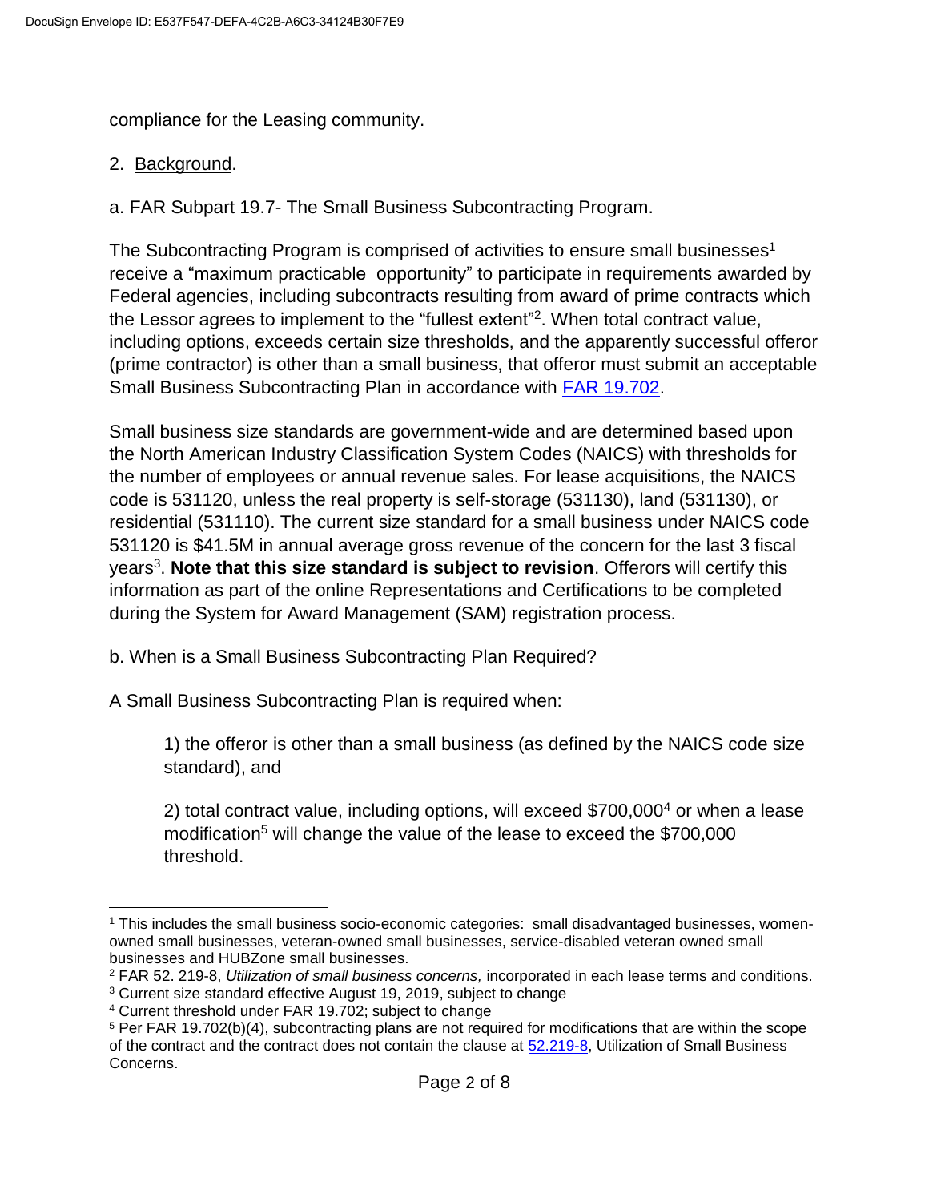compliance for the Leasing community.

2. Background.

a. FAR Subpart 19.7- The Small Business Subcontracting Program.

The Subcontracting Program is comprised of activities to ensure small businesses[1] receive a "maximum practicable opportunity" to participate in requirements awarded by Federal agencies, including subcontracts resulting from award of prime contracts which the Lessor agrees to implement to the "fullest extent"[2]. When total contract value, including options, exceeds certain size thresholds, and the apparently successful offeror (prime contractor) is other than a small business, that offeror must submit an acceptable Small Business Subcontracting Plan in accordance with FAR 19.702.

Small business size standards are government-wide and are determined based upon the North American Industry Classification System Codes (NAICS) with thresholds for the number of employees or annual revenue sales. For lease acquisitions, the NAICS code is 531120, unless the real property is self-storage (531130), land (531130), or residential (531110). The current size standard for a small business under NAICS code 531120 is $41.5M in annual average gross revenue of the concern for the last 3 fiscal years[3]. **Note that this size standard is subject to revision**. Offerors will certify this information as part of the online Representations and Certifications to be completed during the System for Award Management (SAM) registration process.

b. When is a Small Business Subcontracting Plan Required?

A Small Business Subcontracting Plan is required when:

> 1) the offeror is other than a small business (as defined by the NAICS code size standard), and
>
> 2) total contract value, including options, will exceed $700,000[4] or when a lease modification[5] will change the value of the lease to exceed the $700,000 threshold.

---

[1] This includes the small business socio-economic categories: small disadvantaged businesses, women-owned small businesses, veteran-owned small businesses, service-disabled veteran owned small businesses and HUBZone small businesses.

[2] FAR 52. 219-8, *Utilization of small business concerns,* incorporated in each lease terms and conditions.

[3] Current size standard effective August 19, 2019, subject to change

[4] Current threshold under FAR 19.702; subject to change

[5] Per FAR 19.702(b)(4), subcontracting plans are not required for modifications that are within the scope of the contract and the contract does not contain the clause at 52.219-8, Utilization of Small Business Concerns.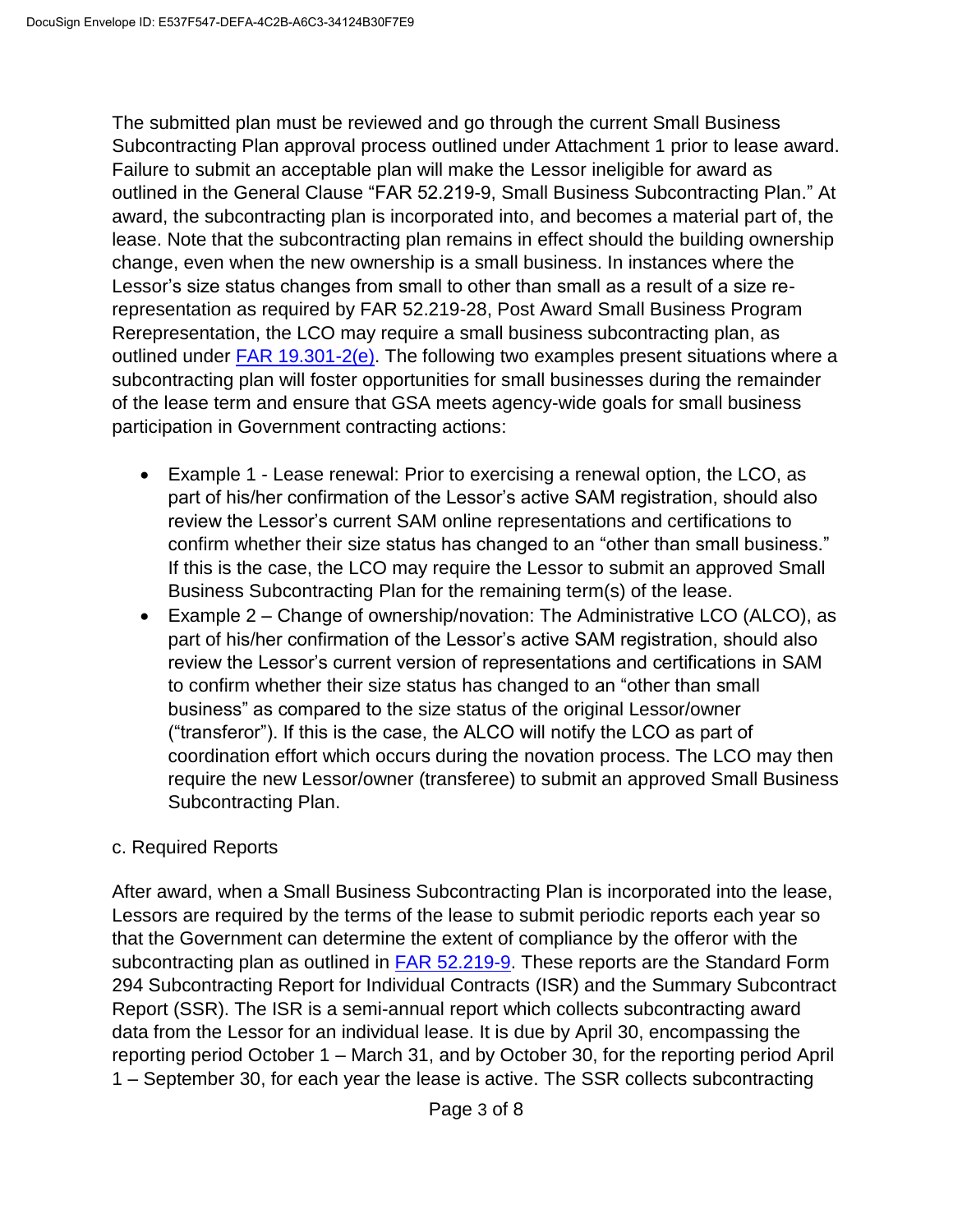The submitted plan must be reviewed and go through the current Small Business Subcontracting Plan approval process outlined under Attachment 1 prior to lease award. Failure to submit an acceptable plan will make the Lessor ineligible for award as outlined in the General Clause "FAR 52.219-9, Small Business Subcontracting Plan." At award, the subcontracting plan is incorporated into, and becomes a material part of, the lease. Note that the subcontracting plan remains in effect should the building ownership change, even when the new ownership is a small business. In instances where the Lessor's size status changes from small to other than small as a result of a size re-representation as required by FAR 52.219-28, Post Award Small Business Program Rerepresentation, the LCO may require a small business subcontracting plan, as outlined under [FAR 19.301-2(e)](). The following two examples present situations where a subcontracting plan will foster opportunities for small businesses during the remainder of the lease term and ensure that GSA meets agency-wide goals for small business participation in Government contracting actions:

- Example 1 - Lease renewal: Prior to exercising a renewal option, the LCO, as part of his/her confirmation of the Lessor's active SAM registration, should also review the Lessor's current SAM online representations and certifications to confirm whether their size status has changed to an "other than small business." If this is the case, the LCO may require the Lessor to submit an approved Small Business Subcontracting Plan for the remaining term(s) of the lease.
- Example 2 – Change of ownership/novation: The Administrative LCO (ALCO), as part of his/her confirmation of the Lessor's active SAM registration, should also review the Lessor's current version of representations and certifications in SAM to confirm whether their size status has changed to an "other than small business" as compared to the size status of the original Lessor/owner ("transferor"). If this is the case, the ALCO will notify the LCO as part of coordination effort which occurs during the novation process. The LCO may then require the new Lessor/owner (transferee) to submit an approved Small Business Subcontracting Plan.

c. Required Reports

After award, when a Small Business Subcontracting Plan is incorporated into the lease, Lessors are required by the terms of the lease to submit periodic reports each year so that the Government can determine the extent of compliance by the offeror with the subcontracting plan as outlined in [FAR 52.219-9](). These reports are the Standard Form 294 Subcontracting Report for Individual Contracts (ISR) and the Summary Subcontract Report (SSR). The ISR is a semi-annual report which collects subcontracting award data from the Lessor for an individual lease. It is due by April 30, encompassing the reporting period October 1 – March 31, and by October 30, for the reporting period April 1 – September 30, for each year the lease is active. The SSR collects subcontracting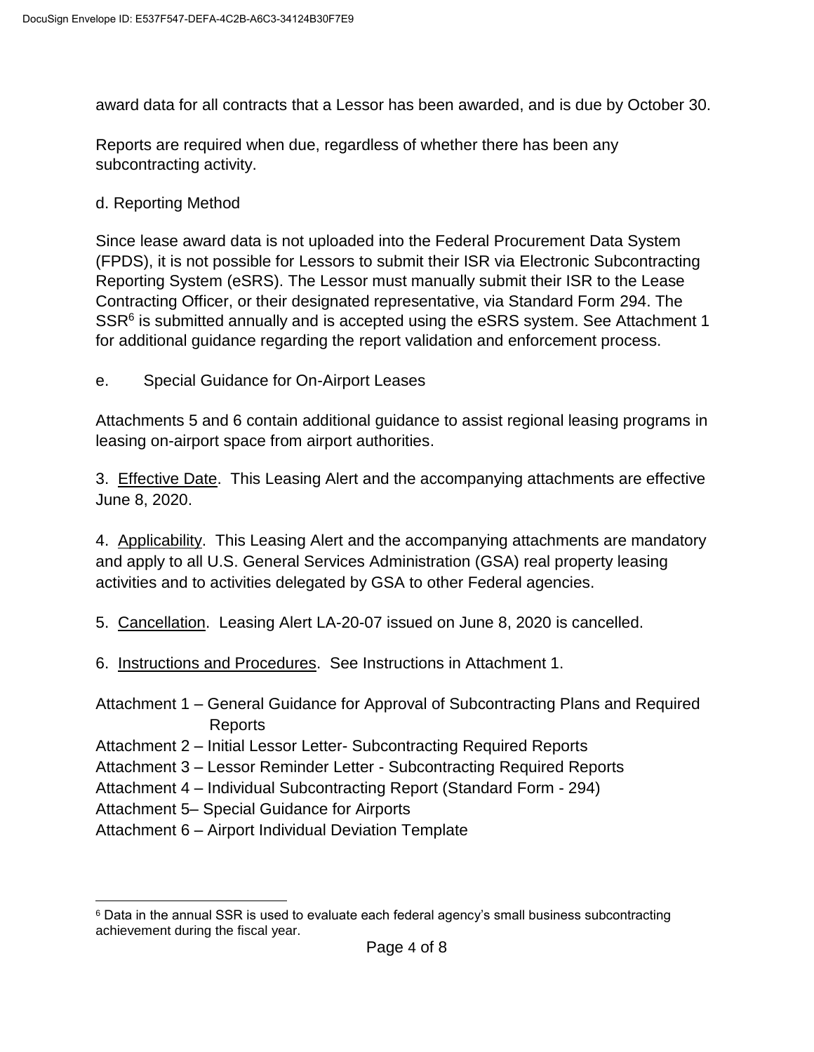award data for all contracts that a Lessor has been awarded, and is due by October 30.

Reports are required when due, regardless of whether there has been any subcontracting activity.

d. Reporting Method

Since lease award data is not uploaded into the Federal Procurement Data System (FPDS), it is not possible for Lessors to submit their ISR via Electronic Subcontracting Reporting System (eSRS). The Lessor must manually submit their ISR to the Lease Contracting Officer, or their designated representative, via Standard Form 294. The SSR[6] is submitted annually and is accepted using the eSRS system. See Attachment 1 for additional guidance regarding the report validation and enforcement process.

e. Special Guidance for On-Airport Leases

Attachments 5 and 6 contain additional guidance to assist regional leasing programs in leasing on-airport space from airport authorities.

3. Effective Date. This Leasing Alert and the accompanying attachments are effective June 8, 2020.

4. Applicability. This Leasing Alert and the accompanying attachments are mandatory and apply to all U.S. General Services Administration (GSA) real property leasing activities and to activities delegated by GSA to other Federal agencies.

5. Cancellation. Leasing Alert LA-20-07 issued on June 8, 2020 is cancelled.

6. Instructions and Procedures. See Instructions in Attachment 1.

Attachment 1 – General Guidance for Approval of Subcontracting Plans and Required Reports
Attachment 2 – Initial Lessor Letter- Subcontracting Required Reports
Attachment 3 – Lessor Reminder Letter - Subcontracting Required Reports
Attachment 4 – Individual Subcontracting Report (Standard Form - 294)
Attachment 5– Special Guidance for Airports
Attachment 6 – Airport Individual Deviation Template

[6] Data in the annual SSR is used to evaluate each federal agency's small business subcontracting achievement during the fiscal year.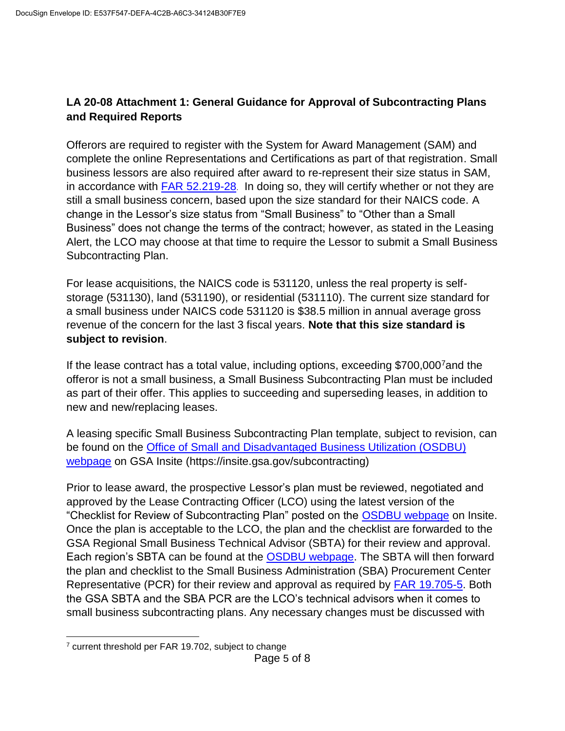**LA 20-08 Attachment 1: General Guidance for Approval of Subcontracting Plans and Required Reports**

Offerors are required to register with the System for Award Management (SAM) and complete the online Representations and Certifications as part of that registration. Small business lessors are also required after award to re-represent their size status in SAM, in accordance with FAR 52.219-28. In doing so, they will certify whether or not they are still a small business concern, based upon the size standard for their NAICS code. A change in the Lessor's size status from "Small Business" to "Other than a Small Business" does not change the terms of the contract; however, as stated in the Leasing Alert, the LCO may choose at that time to require the Lessor to submit a Small Business Subcontracting Plan.

For lease acquisitions, the NAICS code is 531120, unless the real property is self-storage (531130), land (531190), or residential (531110). The current size standard for a small business under NAICS code 531120 is $38.5 million in annual average gross revenue of the concern for the last 3 fiscal years. **Note that this size standard is subject to revision**.

If the lease contract has a total value, including options, exceeding $700,000[7] and the offeror is not a small business, a Small Business Subcontracting Plan must be included as part of their offer. This applies to succeeding and superseding leases, in addition to new and new/replacing leases.

A leasing specific Small Business Subcontracting Plan template, subject to revision, can be found on the Office of Small and Disadvantaged Business Utilization (OSDBU) webpage on GSA Insite (https://insite.gsa.gov/subcontracting)

Prior to lease award, the prospective Lessor's plan must be reviewed, negotiated and approved by the Lease Contracting Officer (LCO) using the latest version of the "Checklist for Review of Subcontracting Plan" posted on the OSDBU webpage on Insite. Once the plan is acceptable to the LCO, the plan and the checklist are forwarded to the GSA Regional Small Business Technical Advisor (SBTA) for their review and approval. Each region's SBTA can be found at the OSDBU webpage. The SBTA will then forward the plan and checklist to the Small Business Administration (SBA) Procurement Center Representative (PCR) for their review and approval as required by FAR 19.705-5. Both the GSA SBTA and the SBA PCR are the LCO's technical advisors when it comes to small business subcontracting plans. Any necessary changes must be discussed with

[7] current threshold per FAR 19.702, subject to change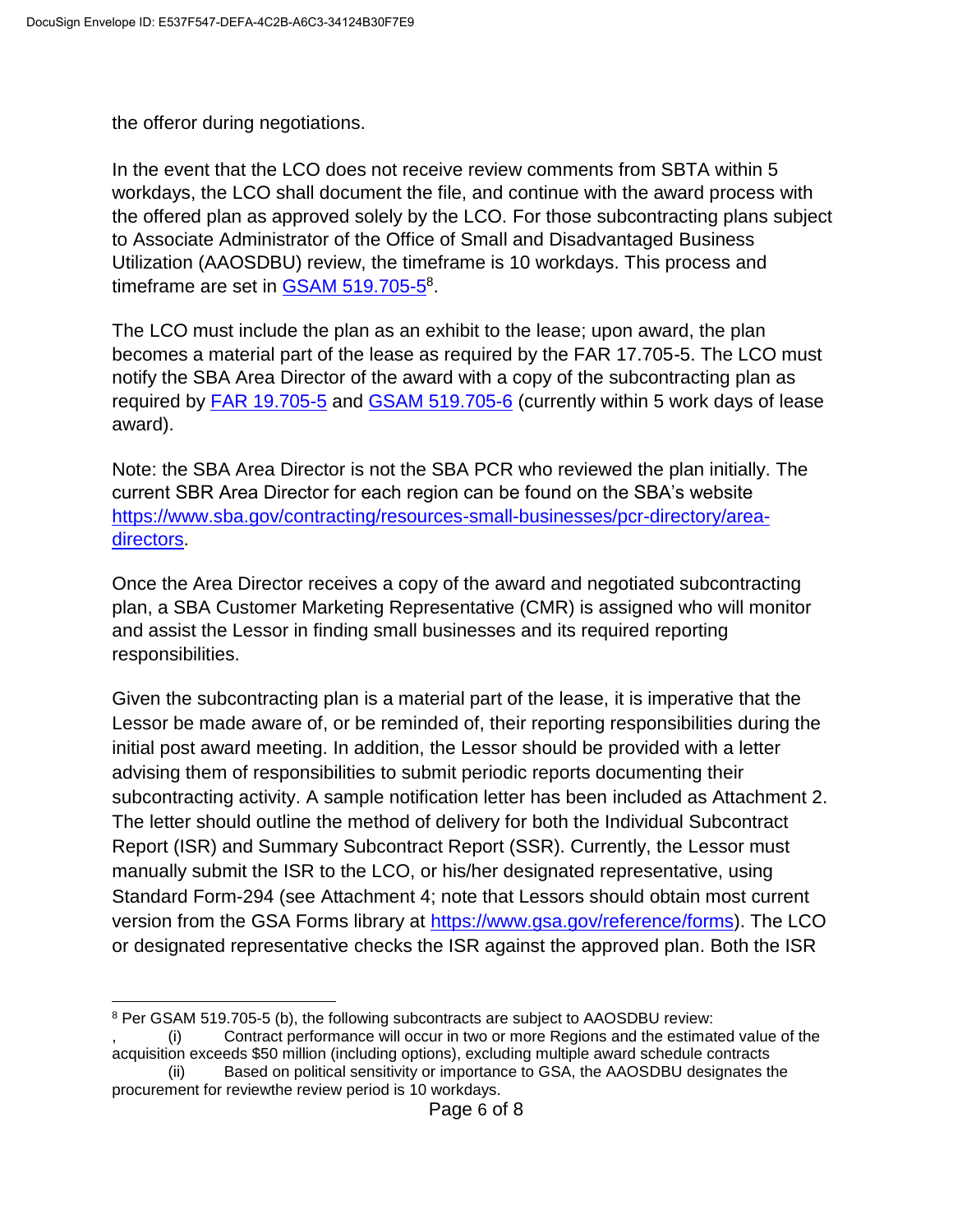the offeror during negotiations.

In the event that the LCO does not receive review comments from SBTA within 5 workdays, the LCO shall document the file, and continue with the award process with the offered plan as approved solely by the LCO. For those subcontracting plans subject to Associate Administrator of the Office of Small and Disadvantaged Business Utilization (AAOSDBU) review, the timeframe is 10 workdays. This process and timeframe are set in [GSAM 519.705-5](GSAM 519.705-5)[8].

The LCO must include the plan as an exhibit to the lease; upon award, the plan becomes a material part of the lease as required by the FAR 17.705-5. The LCO must notify the SBA Area Director of the award with a copy of the subcontracting plan as required by [FAR 19.705-5](FAR 19.705-5) and [GSAM 519.705-6](GSAM 519.705-6) (currently within 5 work days of lease award).

Note: the SBA Area Director is not the SBA PCR who reviewed the plan initially. The current SBR Area Director for each region can be found on the SBA's website [https://www.sba.gov/contracting/resources-small-businesses/pcr-directory/area-directors](https://www.sba.gov/contracting/resources-small-businesses/pcr-directory/area-directors).

Once the Area Director receives a copy of the award and negotiated subcontracting plan, a SBA Customer Marketing Representative (CMR) is assigned who will monitor and assist the Lessor in finding small businesses and its required reporting responsibilities.

Given the subcontracting plan is a material part of the lease, it is imperative that the Lessor be made aware of, or be reminded of, their reporting responsibilities during the initial post award meeting. In addition, the Lessor should be provided with a letter advising them of responsibilities to submit periodic reports documenting their subcontracting activity. A sample notification letter has been included as Attachment 2. The letter should outline the method of delivery for both the Individual Subcontract Report (ISR) and Summary Subcontract Report (SSR). Currently, the Lessor must manually submit the ISR to the LCO, or his/her designated representative, using Standard Form-294 (see Attachment 4; note that Lessors should obtain most current version from the GSA Forms library at [https://www.gsa.gov/reference/forms](https://www.gsa.gov/reference/forms)). The LCO or designated representative checks the ISR against the approved plan. Both the ISR

---

[8] Per GSAM 519.705-5 (b), the following subcontracts are subject to AAOSDBU review:
, (i) Contract performance will occur in two or more Regions and the estimated value of the acquisition exceeds $50 million (including options), excluding multiple award schedule contracts
(ii) Based on political sensitivity or importance to GSA, the AAOSDBU designates the procurement for reviewthe review period is 10 workdays.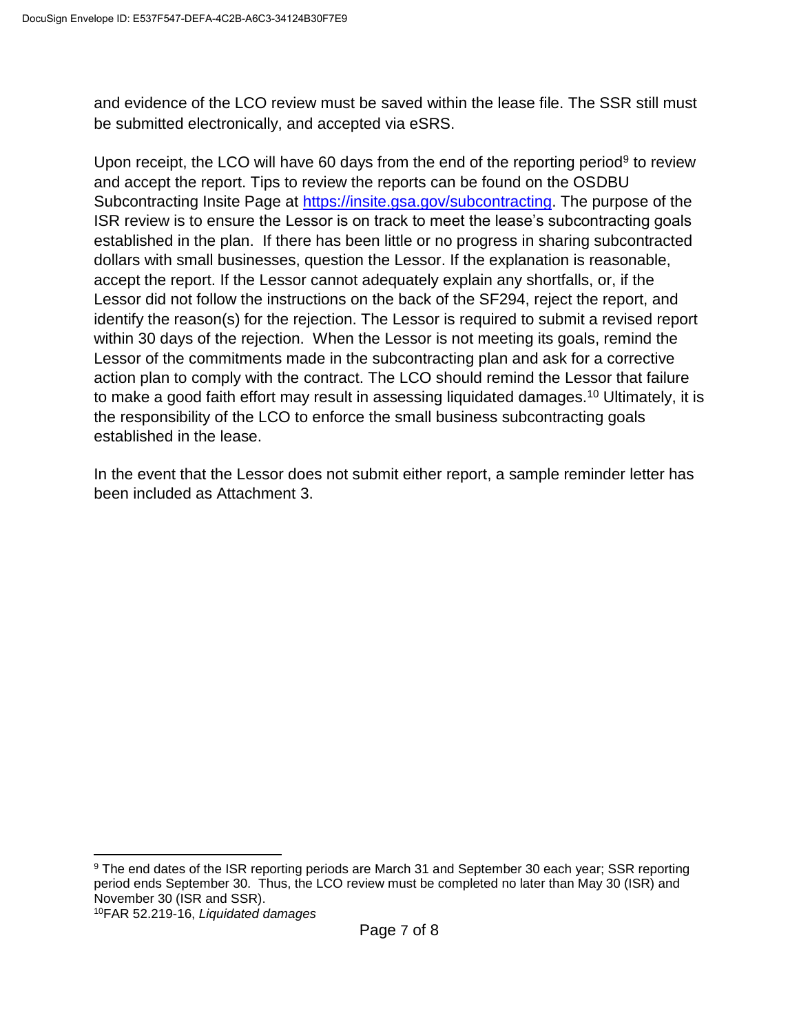and evidence of the LCO review must be saved within the lease file. The SSR still must be submitted electronically, and accepted via eSRS.

Upon receipt, the LCO will have 60 days from the end of the reporting period[9] to review and accept the report. Tips to review the reports can be found on the OSDBU Subcontracting Insite Page at https://insite.gsa.gov/subcontracting. The purpose of the ISR review is to ensure the Lessor is on track to meet the lease's subcontracting goals established in the plan. If there has been little or no progress in sharing subcontracted dollars with small businesses, question the Lessor. If the explanation is reasonable, accept the report. If the Lessor cannot adequately explain any shortfalls, or, if the Lessor did not follow the instructions on the back of the SF294, reject the report, and identify the reason(s) for the rejection. The Lessor is required to submit a revised report within 30 days of the rejection. When the Lessor is not meeting its goals, remind the Lessor of the commitments made in the subcontracting plan and ask for a corrective action plan to comply with the contract. The LCO should remind the Lessor that failure to make a good faith effort may result in assessing liquidated damages.[10] Ultimately, it is the responsibility of the LCO to enforce the small business subcontracting goals established in the lease.

In the event that the Lessor does not submit either report, a sample reminder letter has been included as Attachment 3.

---

[9] The end dates of the ISR reporting periods are March 31 and September 30 each year; SSR reporting period ends September 30. Thus, the LCO review must be completed no later than May 30 (ISR) and November 30 (ISR and SSR).

[10] FAR 52.219-16, *Liquidated damages*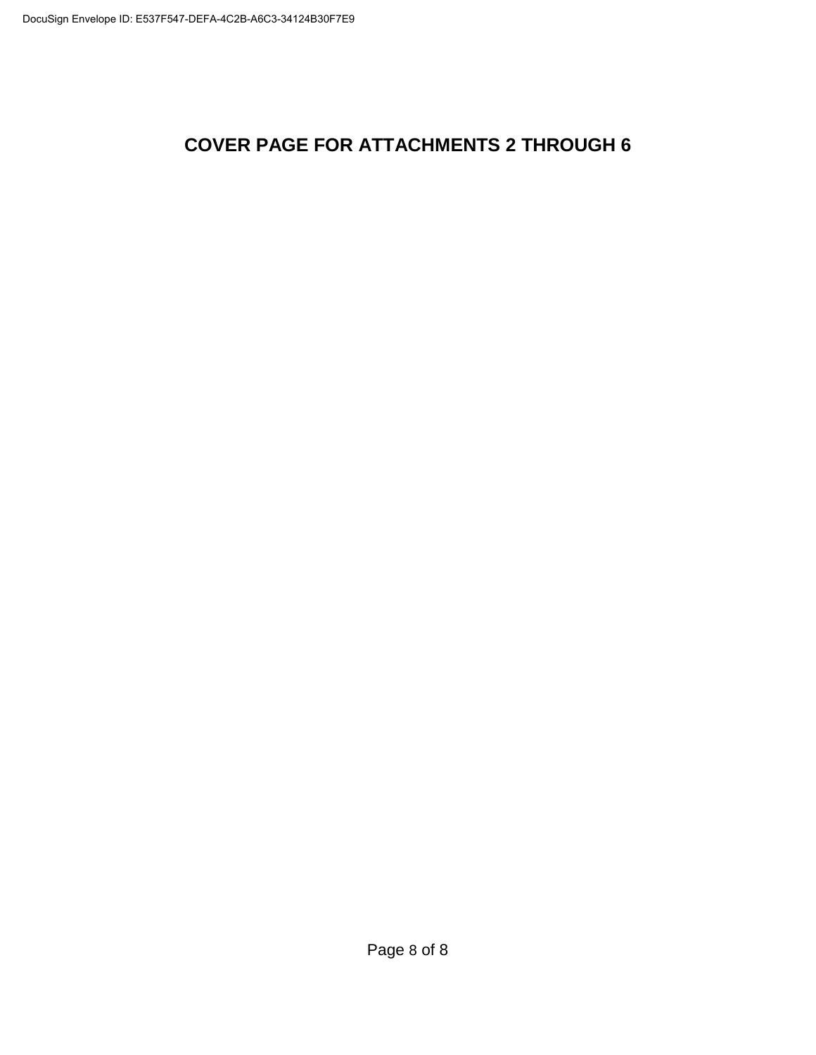# COVER PAGE FOR ATTACHMENTS 2 THROUGH 6